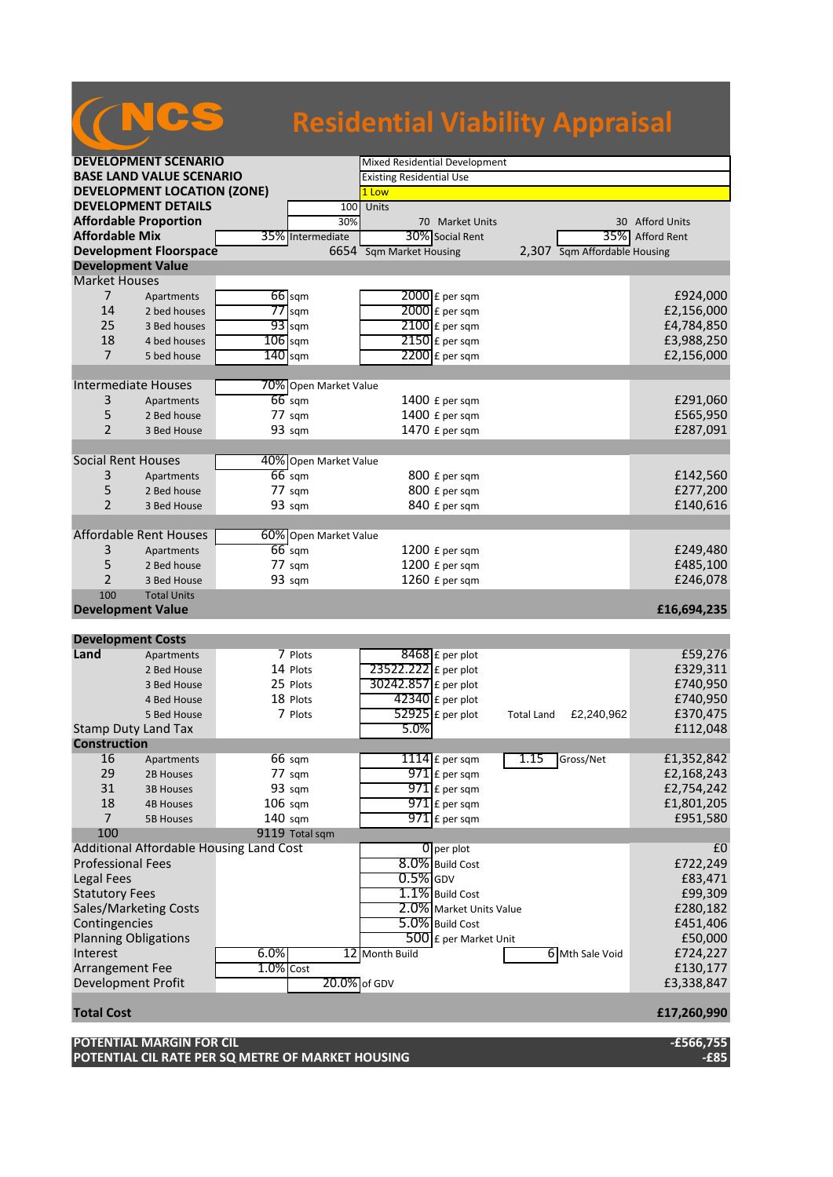# NCS Residential Viability Appraisal

| | | | | |
|---|---|---|---|---|
| **DEVELOPMENT SCENARIO** | | Mixed Residential Development | | |
| **BASE LAND VALUE SCENARIO** | | Existing Residential Use | | |
| **DEVELOPMENT LOCATION (ZONE)** | | 1 Low | | |
| **DEVELOPMENT DETAILS** | 100 | Units | | |
| **Affordable Proportion** | 30% | 70 Market Units | | 30 Afford Units |
| **Affordable Mix** | 35% Intermediate | 30% Social Rent | | 35% Afford Rent |
| **Development Floorspace** | 6654 | Sqm Market Housing | 2,307 | Sqm Affordable Housing |

## Development Value

| | | | | |
|---|---|---|---|---|
| **Market Houses** | | | | |
| 7 | Apartments | 66 sqm | 2000 £ per sqm | £924,000 |
| 14 | 2 bed houses | 77 sqm | 2000 £ per sqm | £2,156,000 |
| 25 | 3 Bed houses | 93 sqm | 2100 £ per sqm | £4,784,850 |
| 18 | 4 bed houses | 106 sqm | 2150 £ per sqm | £3,988,250 |
| 7 | 5 bed house | 140 sqm | 2200 £ per sqm | £2,156,000 |
| **Intermediate Houses** | | 70% Open Market Value | | |
| 3 | Apartments | 66 sqm | 1400 £ per sqm | £291,060 |
| 5 | 2 Bed house | 77 sqm | 1400 £ per sqm | £565,950 |
| 2 | 3 Bed House | 93 sqm | 1470 £ per sqm | £287,091 |
| **Social Rent Houses** | | 40% Open Market Value | | |
| 3 | Apartments | 66 sqm | 800 £ per sqm | £142,560 |
| 5 | 2 Bed house | 77 sqm | 800 £ per sqm | £277,200 |
| 2 | 3 Bed House | 93 sqm | 840 £ per sqm | £140,616 |
| **Affordable Rent Houses** | | 60% Open Market Value | | |
| 3 | Apartments | 66 sqm | 1200 £ per sqm | £249,480 |
| 5 | 2 Bed house | 77 sqm | 1200 £ per sqm | £485,100 |
| 2 | 3 Bed House | 93 sqm | 1260 £ per sqm | £246,078 |
| 100 | Total Units | | | |
| **Development Value** | | | | **£16,694,235** |

## Development Costs

| | | | | | |
|---|---|---|---|---|---|
| **Land** | Apartments | 7 Plots | 8468 £ per plot | | £59,276 |
| | 2 Bed House | 14 Plots | 23522.222 £ per plot | | £329,311 |
| | 3 Bed House | 25 Plots | 30242.857 £ per plot | | £740,950 |
| | 4 Bed House | 18 Plots | 42340 £ per plot | | £740,950 |
| | 5 Bed House | 7 Plots | 52925 £ per plot | Total Land £2,240,962 | £370,475 |
| Stamp Duty Land Tax | | | 5.0% | | £112,048 |
| **Construction** | | | | | |
| 16 | Apartments | 66 sqm | 1114 £ per sqm | 1.15 Gross/Net | £1,352,842 |
| 29 | 2B Houses | 77 sqm | 971 £ per sqm | | £2,168,243 |
| 31 | 3B Houses | 93 sqm | 971 £ per sqm | | £2,754,242 |
| 18 | 4B Houses | 106 sqm | 971 £ per sqm | | £1,801,205 |
| 7 | 5B Houses | 140 sqm | 971 £ per sqm | | £951,580 |
| 100 | | 9119 Total sqm | | | |
| Additional Affordable Housing Land Cost | | | 0 per plot | | £0 |
| Professional Fees | | | 8.0% Build Cost | | £722,249 |
| Legal Fees | | | 0.5% GDV | | £83,471 |
| Statutory Fees | | | 1.1% Build Cost | | £99,309 |
| Sales/Marketing Costs | | | 2.0% Market Units Value | | £280,182 |
| Contingencies | | | 5.0% Build Cost | | £451,406 |
| Planning Obligations | | | 500 £ per Market Unit | | £50,000 |
| Interest | | 6.0% | 12 Month Build | 6 Mth Sale Void | £724,227 |
| Arrangement Fee | | 1.0% Cost | | | £130,177 |
| Development Profit | | 20.0% of GDV | | | £3,338,847 |
| **Total Cost** | | | | | **£17,260,990** |

| | |
|---|---|
| **POTENTIAL MARGIN FOR CIL** | **-£566,755** |
| **POTENTIAL CIL RATE PER SQ METRE OF MARKET HOUSING** | **-£85** |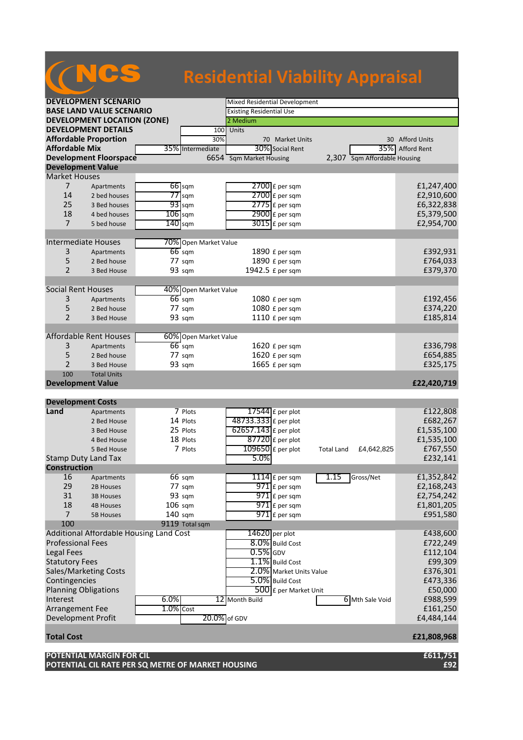# NCS Residential Viability Appraisal

| | | | | | | | |
|---|---|---|---|---|---|---|---|
| **DEVELOPMENT SCENARIO** | | | Mixed Residential Development | | | | |
| **BASE LAND VALUE SCENARIO** | | | Existing Residential Use | | | | |
| **DEVELOPMENT LOCATION (ZONE)** | | | 2 Medium | | | | |
| **DEVELOPMENT DETAILS** | | 100 | Units | | | | |
| **Affordable Proportion** | | 30% | 70 Market Units | | | 30 Afford Units | |
| **Affordable Mix** | 35% | Intermediate | 30% | Social Rent | | 35% | Afford Rent |
| **Development Floorspace** | | 6654 | Sqm Market Housing | 2,307 | | Sqm Affordable Housing | |

## Development Value

| | | | | | | |
|---|---|---|---|---|---|---|
| **Market Houses** | | | | | | |
| 7 | Apartments | 66 | sqm | 2700 | £ per sqm | £1,247,400 |
| 14 | 2 bed houses | 77 | sqm | 2700 | £ per sqm | £2,910,600 |
| 25 | 3 Bed houses | 93 | sqm | 2775 | £ per sqm | £6,322,838 |
| 18 | 4 bed houses | 106 | sqm | 2900 | £ per sqm | £5,379,500 |
| 7 | 5 bed house | 140 | sqm | 3015 | £ per sqm | £2,954,700 |
| **Intermediate Houses** | | 70% | Open Market Value | | | |
| 3 | Apartments | 66 | sqm | 1890 | £ per sqm | £392,931 |
| 5 | 2 Bed house | 77 | sqm | 1890 | £ per sqm | £764,033 |
| 2 | 3 Bed House | 93 | sqm | 1942.5 | £ per sqm | £379,370 |
| **Social Rent Houses** | | 40% | Open Market Value | | | |
| 3 | Apartments | 66 | sqm | 1080 | £ per sqm | £192,456 |
| 5 | 2 Bed house | 77 | sqm | 1080 | £ per sqm | £374,220 |
| 2 | 3 Bed House | 93 | sqm | 1110 | £ per sqm | £185,814 |
| **Affordable Rent Houses** | | 60% | Open Market Value | | | |
| 3 | Apartments | 66 | sqm | 1620 | £ per sqm | £336,798 |
| 5 | 2 Bed house | 77 | sqm | 1620 | £ per sqm | £654,885 |
| 2 | 3 Bed House | 93 | sqm | 1665 | £ per sqm | £325,175 |
| 100 | Total Units | | | | | |
| **Development Value** | | | | | | **£22,420,719** |

## Development Costs

| | | | | | | | | |
|---|---|---|---|---|---|---|---|---|
| **Land** | Apartments | 7 | Plots | 17544 | £ per plot | | | £122,808 |
| | 2 Bed House | 14 | Plots | 48733.333 | £ per plot | | | £682,267 |
| | 3 Bed House | 25 | Plots | 62657.143 | £ per plot | | | £1,535,100 |
| | 4 Bed House | 18 | Plots | 87720 | £ per plot | | | £1,535,100 |
| | 5 Bed House | 7 | Plots | 109650 | £ per plot | Total Land | £4,642,825 | £767,550 |
| Stamp Duty Land Tax | | | | 5.0% | | | | £232,141 |
| **Construction** | | | | | | | | |
| 16 | Apartments | 66 | sqm | 1114 | £ per sqm | 1.15 | Gross/Net | £1,352,842 |
| 29 | 2B Houses | 77 | sqm | 971 | £ per sqm | | | £2,168,243 |
| 31 | 3B Houses | 93 | sqm | 971 | £ per sqm | | | £2,754,242 |
| 18 | 4B Houses | 106 | sqm | 971 | £ per sqm | | | £1,801,205 |
| 7 | 5B Houses | 140 | sqm | 971 | £ per sqm | | | £951,580 |
| 100 | | 9119 | Total sqm | | | | | |
| Additional Affordable Housing Land Cost | | | | 14620 | per plot | | | £438,600 |
| Professional Fees | | | | 8.0% | Build Cost | | | £722,249 |
| Legal Fees | | | | 0.5% | GDV | | | £112,104 |
| Statutory Fees | | | | 1.1% | Build Cost | | | £99,309 |
| Sales/Marketing Costs | | | | 2.0% | Market Units Value | | | £376,301 |
| Contingencies | | | | 5.0% | Build Cost | | | £473,336 |
| Planning Obligations | | | | 500 | £ per Market Unit | | | £50,000 |
| Interest | | 6.0% | | 12 | Month Build | 6 | Mth Sale Void | £988,599 |
| Arrangement Fee | | 1.0% | Cost | | | | | £161,250 |
| Development Profit | | | | 20.0% | of GDV | | | £4,484,144 |
| **Total Cost** | | | | | | | | **£21,808,968** |

| | |
|---|---|
| **POTENTIAL MARGIN FOR CIL** | **£611,751** |
| **POTENTIAL CIL RATE PER SQ METRE OF MARKET HOUSING** | **£92** |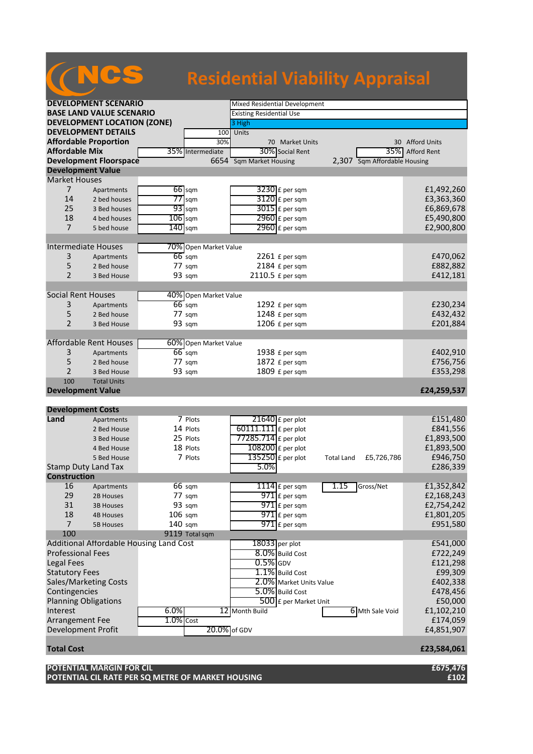# NCS Residential Viability Appraisal

| | | | | | | | | |
|---|---|---|---|---|---|---|---|---|
| **DEVELOPMENT SCENARIO** | | | | Mixed Residential Development | | | | |
| **BASE LAND VALUE SCENARIO** | | | | Existing Residential Use | | | | |
| **DEVELOPMENT LOCATION (ZONE)** | | | | 3 High | | | | |
| **DEVELOPMENT DETAILS** | | | 100 | Units | | | | |
| **Affordable Proportion** | | | 30% | 70 Market Units | | | 30 Afford Units | |
| **Affordable Mix** | | 35% | Intermediate | 30% | Social Rent | | 35% | Afford Rent |
| **Development Floorspace** | | | 6654 | Sqm Market Housing | | 2,307 | Sqm Affordable Housing | |
| **Development Value** | | | | | | | | |
| Market Houses | | | | | | | | |
| 7 | Apartments | 66 | sqm | 3230 | £ per sqm | | | £1,492,260 |
| 14 | 2 bed houses | 77 | sqm | 3120 | £ per sqm | | | £3,363,360 |
| 25 | 3 Bed houses | 93 | sqm | 3015 | £ per sqm | | | £6,869,678 |
| 18 | 4 bed houses | 106 | sqm | 2960 | £ per sqm | | | £5,490,800 |
| 7 | 5 bed house | 140 | sqm | 2960 | £ per sqm | | | £2,900,800 |
| | | | | | | | | |
| Intermediate Houses | | 70% | Open Market Value | | | | | |
| 3 | Apartments | 66 | sqm | 2261 | £ per sqm | | | £470,062 |
| 5 | 2 Bed house | 77 | sqm | 2184 | £ per sqm | | | £882,882 |
| 2 | 3 Bed House | 93 | sqm | 2110.5 | £ per sqm | | | £412,181 |
| | | | | | | | | |
| Social Rent Houses | | 40% | Open Market Value | | | | | |
| 3 | Apartments | 66 | sqm | 1292 | £ per sqm | | | £230,234 |
| 5 | 2 Bed house | 77 | sqm | 1248 | £ per sqm | | | £432,432 |
| 2 | 3 Bed House | 93 | sqm | 1206 | £ per sqm | | | £201,884 |
| | | | | | | | | |
| Affordable Rent Houses | | 60% | Open Market Value | | | | | |
| 3 | Apartments | 66 | sqm | 1938 | £ per sqm | | | £402,910 |
| 5 | 2 Bed House | 77 | sqm | 1872 | £ per sqm | | | £756,756 |
| 2 | 3 Bed House | 93 | sqm | 1809 | £ per sqm | | | £353,298 |
| 100 | Total Units | | | | | | | |
| **Development Value** | | | | | | | | **£24,259,537** |
| | | | | | | | | |
| **Development Costs** | | | | | | | | |
| **Land** | Apartments | 7 | Plots | 21640 | £ per plot | | | £151,480 |
| | 2 Bed House | 14 | Plots | 60111.111 | £ per plot | | | £841,556 |
| | 3 Bed House | 25 | Plots | 77285.714 | £ per plot | | | £1,893,500 |
| | 4 Bed House | 18 | Plots | 108200 | £ per plot | | | £1,893,500 |
| | 5 Bed House | 7 | Plots | 135250 | £ per plot | Total Land | £5,726,786 | £946,750 |
| Stamp Duty Land Tax | | | | 5.0% | | | | £286,339 |
| **Construction** | | | | | | | | |
| 16 | Apartments | 66 | sqm | 1114 | £ per sqm | 1.15 | Gross/Net | £1,352,842 |
| 29 | 2B Houses | 77 | sqm | 971 | £ per sqm | | | £2,168,243 |
| 31 | 3B Houses | 93 | sqm | 971 | £ per sqm | | | £2,754,242 |
| 18 | 4B Houses | 106 | sqm | 971 | £ per sqm | | | £1,801,205 |
| 7 | 5B Houses | 140 | sqm | 971 | £ per sqm | | | £951,580 |
| 100 | | 9119 | Total sqm | | | | | |
| Additional Affordable Housing Land Cost | | | | 18033 | per plot | | | £541,000 |
| Professional Fees | | | | 8.0% | Build Cost | | | £722,249 |
| Legal Fees | | | | 0.5% | GDV | | | £121,298 |
| Statutory Fees | | | | 1.1% | Build Cost | | | £99,309 |
| Sales/Marketing Costs | | | | 2.0% | Market Units Value | | | £402,338 |
| Contingencies | | | | 5.0% | Build Cost | | | £478,456 |
| Planning Obligations | | | | 500 | £ per Market Unit | | | £50,000 |
| Interest | | 6.0% | | 12 | Month Build | 6 | Mth Sale Void | £1,102,210 |
| Arrangement Fee | | 1.0% | Cost | | | | | £174,059 |
| Development Profit | | | 20.0% | of GDV | | | | £4,851,907 |
| | | | | | | | | |
| **Total Cost** | | | | | | | | **£23,584,061** |
| | | | | | | | | |
| **POTENTIAL MARGIN FOR CIL** | | | | | | | | **£675,476** |
| **POTENTIAL CIL RATE PER SQ METRE OF MARKET HOUSING** | | | | | | | | **£102** |